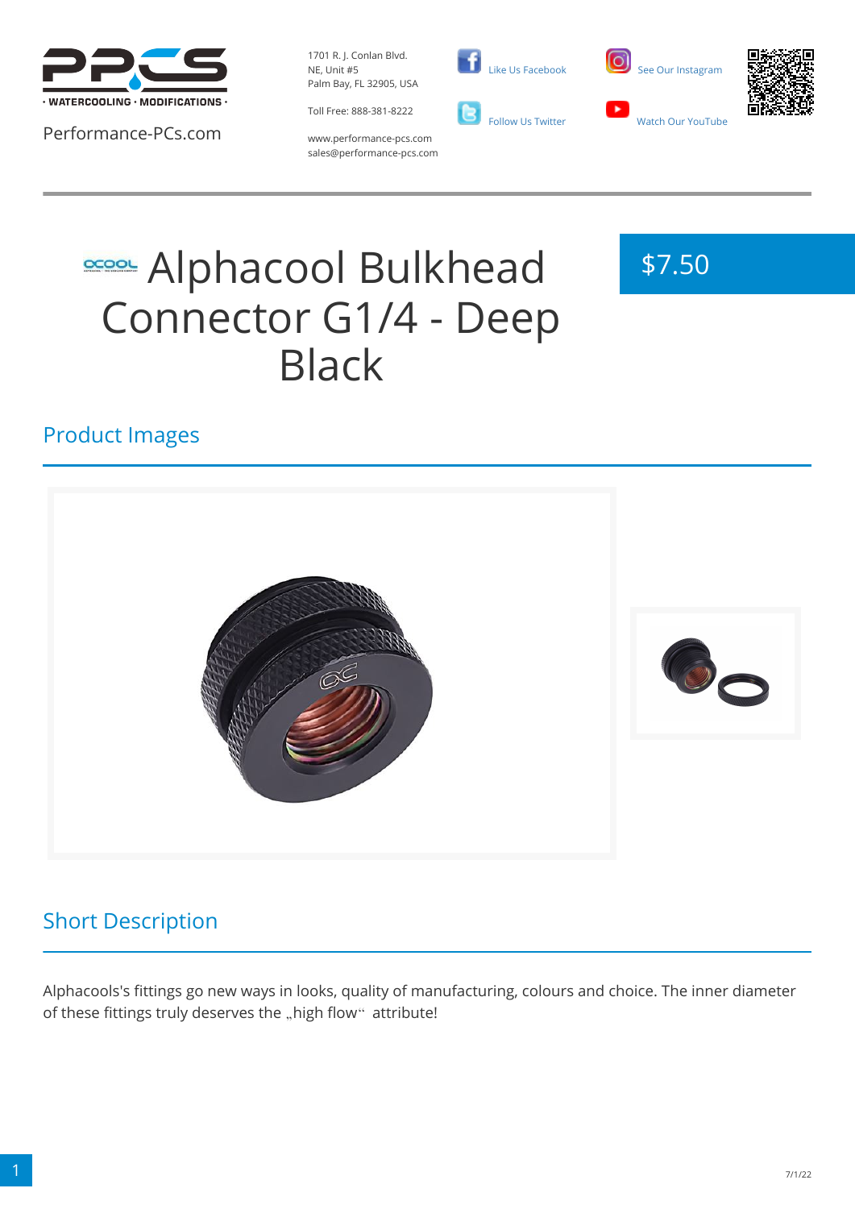Performance-PCs.com

1701 R. J. Conlan Blvd.
NE, Unit #5
Palm Bay, FL 32905, USA

Toll Free: 888-381-8222

www.performance-pcs.com
sales@performance-pcs.com

Like Us Facebook

Follow Us Twitter

See Our Instagram

Watch Our YouTube

# Alphacool Bulkhead Connector G1/4 - Deep Black

$7.50

## Product Images

## Short Description

Alphacools's fittings go new ways in looks, quality of manufacturing, colours and choice. The inner diameter of these fittings truly deserves the „high flow" attribute!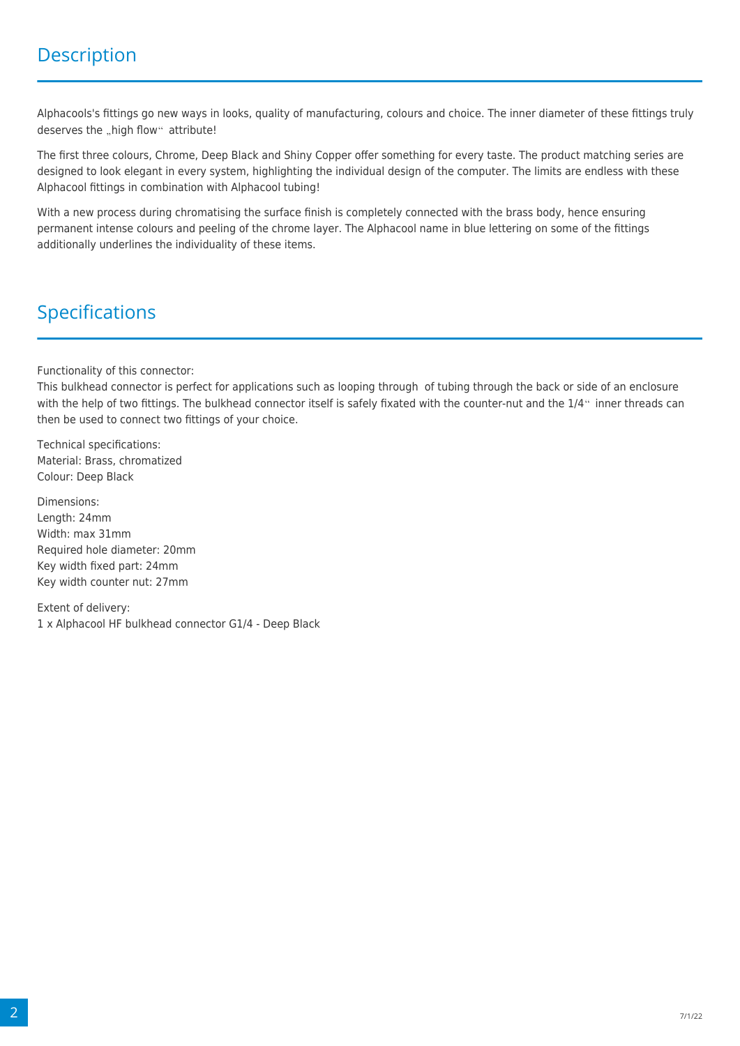## Description

Alphacools's fittings go new ways in looks, quality of manufacturing, colours and choice. The inner diameter of these fittings truly deserves the „high flow“ attribute!

The first three colours, Chrome, Deep Black and Shiny Copper offer something for every taste. The product matching series are designed to look elegant in every system, highlighting the individual design of the computer. The limits are endless with these Alphacool fittings in combination with Alphacool tubing!

With a new process during chromatising the surface finish is completely connected with the brass body, hence ensuring permanent intense colours and peeling of the chrome layer. The Alphacool name in blue lettering on some of the fittings additionally underlines the individuality of these items.

## Specifications

Functionality of this connector:
This bulkhead connector is perfect for applications such as looping through  of tubing through the back or side of an enclosure with the help of two fittings. The bulkhead connector itself is safely fixated with the counter-nut and the 1/4“ inner threads can then be used to connect two fittings of your choice.

Technical specifications:
Material: Brass, chromatized
Colour: Deep Black

Dimensions:
Length: 24mm
Width: max 31mm
Required hole diameter: 20mm
Key width fixed part: 24mm
Key width counter nut: 27mm

Extent of delivery:
1 x Alphacool HF bulkhead connector G1/4 - Deep Black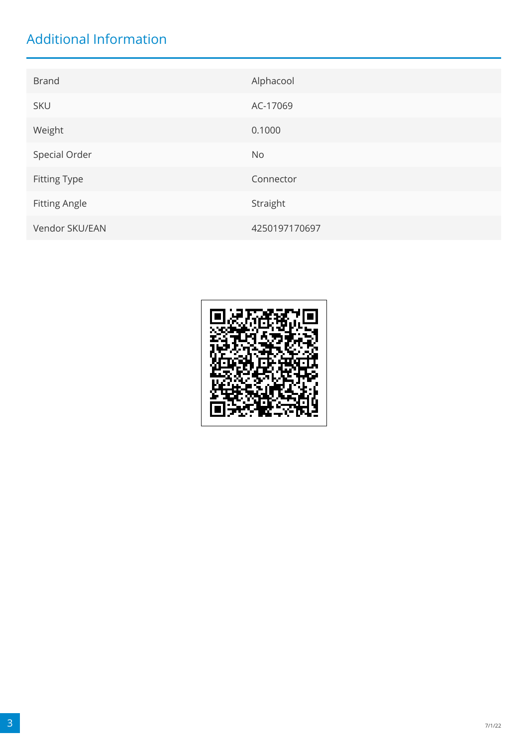## Additional Information

| | |
|---|---|
| Brand | Alphacool |
| SKU | AC-17069 |
| Weight | 0.1000 |
| Special Order | No |
| Fitting Type | Connector |
| Fitting Angle | Straight |
| Vendor SKU/EAN | 4250197170697 |

7/1/22